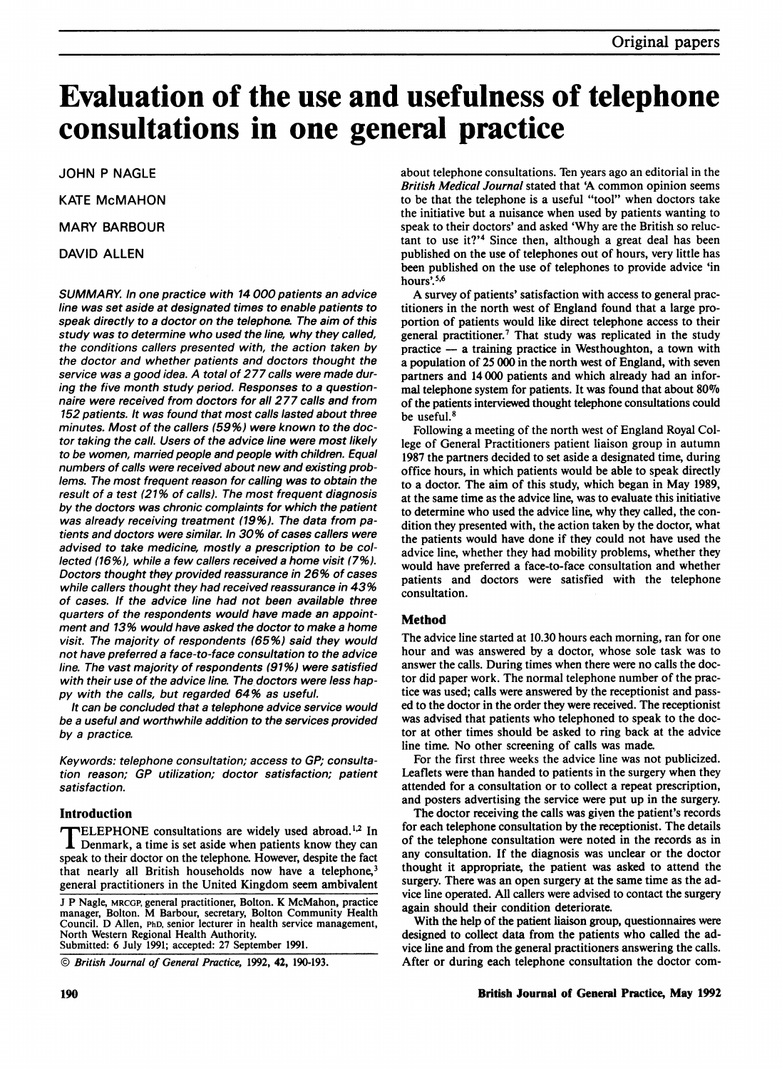Original papers

# Evaluation of the use and usefulness of telephone consultations in one general practice

JOHN P NAGLE

KATE McMAHON

MARY BARBOUR

DAVID ALLEN

*SUMMARY. In one practice with 14 000 patients an advice line was set aside at designated times to enable patients to speak directly to a doctor on the telephone. The aim of this study was to determine who used the line, why they called, the conditions callers presented with, the action taken by the doctor and whether patients and doctors thought the service was a good idea. A total of 277 calls were made during the five month study period. Responses to a questionnaire were received from doctors for all 277 calls and from 152 patients. It was found that most calls lasted about three minutes. Most of the callers (59%) were known to the doctor taking the call. Users of the advice line were most likely to be women, married people and people with children. Equal numbers of calls were received about new and existing problems. The most frequent reason for calling was to obtain the result of a test (21% of calls). The most frequent diagnosis by the doctors was chronic complaints for which the patient was already receiving treatment (19%). The data from patients and doctors were similar. In 30% of cases callers were advised to take medicine, mostly a prescription to be collected (16%), while a few callers received a home visit (7%). Doctors thought they provided reassurance in 26% of cases while callers thought they had received reassurance in 43% of cases. If the advice line had not been available three quarters of the respondents would have made an appointment and 13% would have asked the doctor to make a home visit. The majority of respondents (65%) said they would not have preferred a face-to-face consultation to the advice line. The vast majority of respondents (91%) were satisfied with their use of the advice line. The doctors were less happy with the calls, but regarded 64% as useful.*

*It can be concluded that a telephone advice service would be a useful and worthwhile addition to the services provided by a practice.*

*Keywords: telephone consultation; access to GP; consultation reason; GP utilization; doctor satisfaction; patient satisfaction.*

## Introduction

TELEPHONE consultations are widely used abroad.[1,2] In Denmark, a time is set aside when patients know they can speak to their doctor on the telephone. However, despite the fact that nearly all British households now have a telephone,[3] general practitioners in the United Kingdom seem ambivalent about telephone consultations. Ten years ago an editorial in the *British Medical Journal* stated that 'A common opinion seems to be that the telephone is a useful "tool" when doctors take the initiative but a nuisance when used by patients wanting to speak to their doctors' and asked 'Why are the British so reluctant to use it?'[4] Since then, although a great deal has been published on the use of telephones out of hours, very little has been published on the use of telephones to provide advice 'in hours'.[5,6]

A survey of patients' satisfaction with access to general practitioners in the north west of England found that a large proportion of patients would like direct telephone access to their general practitioner.[7] That study was replicated in the study practice — a training practice in Westhoughton, a town with a population of 25 000 in the north west of England, with seven partners and 14 000 patients and which already had an informal telephone system for patients. It was found that about 80% of the patients interviewed thought telephone consultations could be useful.[8]

Following a meeting of the north west of England Royal College of General Practitioners patient liaison group in autumn 1987 the partners decided to set aside a designated time, during office hours, in which patients would be able to speak directly to a doctor. The aim of this study, which began in May 1989, at the same time as the advice line, was to evaluate this initiative to determine who used the advice line, why they called, the condition they presented with, the action taken by the doctor, what the patients would have done if they could not have used the advice line, whether they had mobility problems, whether they would have preferred a face-to-face consultation and whether patients and doctors were satisfied with the telephone consultation.

## Method

The advice line started at 10.30 hours each morning, ran for one hour and was answered by a doctor, whose sole task was to answer the calls. During times when there were no calls the doctor did paper work. The normal telephone number of the practice was used; calls were answered by the receptionist and passed to the doctor in the order they were received. The receptionist was advised that patients who telephoned to speak to the doctor at other times should be asked to ring back at the advice line time. No other screening of calls was made.

For the first three weeks the advice line was not publicized. Leaflets were than handed to patients in the surgery when they attended for a consultation or to collect a repeat prescription, and posters advertising the service were put up in the surgery.

The doctor receiving the calls was given the patient's records for each telephone consultation by the receptionist. The details of the telephone consultation were noted in the records as in any consultation. If the diagnosis was unclear or the doctor thought it appropriate, the patient was asked to attend the surgery. There was an open surgery at the same time as the advice line operated. All callers were advised to contact the surgery again should their condition deteriorate.

With the help of the patient liaison group, questionnaires were designed to collect data from the patients who called the advice line and from the general practitioners answering the calls. After or during each telephone consultation the doctor com-

J P Nagle, MRCGP, general practitioner, Bolton. K McMahon, practice manager, Bolton. M Barbour, secretary, Bolton Community Health Council. D Allen, PhD, senior lecturer in health service management, North Western Regional Health Authority.
Submitted: 6 July 1991; accepted: 27 September 1991.

© *British Journal of General Practice*, 1992, **42**, 190-193.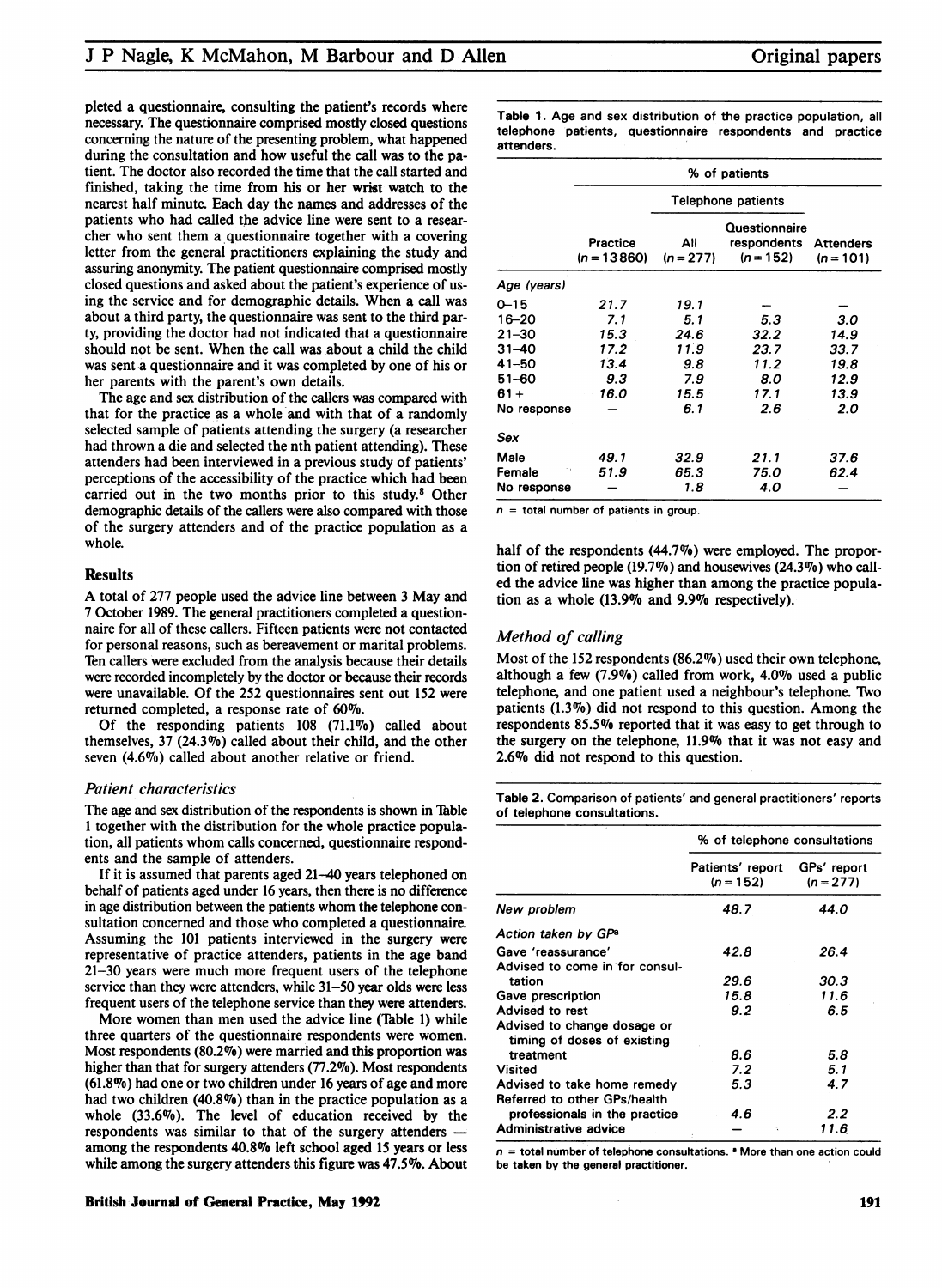pleted a questionnaire, consulting the patient's records where necessary. The questionnaire comprised mostly closed questions concerning the nature of the presenting problem, what happened during the consultation and how useful the call was to the patient. The doctor also recorded the time that the call started and finished, taking the time from his or her wrist watch to the nearest half minute. Each day the names and addresses of the patients who had called the advice line were sent to a researcher who sent them a questionnaire together with a covering letter from the general practitioners explaining the study and assuring anonymity. The patient questionnaire comprised mostly closed questions and asked about the patient's experience of using the service and for demographic details. When a call was about a third party, the questionnaire was sent to the third party, providing the doctor had not indicated that a questionnaire should not be sent. When the call was about a child the child was sent a questionnaire and it was completed by one of his or her parents with the parent's own details.

The age and sex distribution of the callers was compared with that for the practice as a whole and with that of a randomly selected sample of patients attending the surgery (a researcher had thrown a die and selected the nth patient attending). These attenders had been interviewed in a previous study of patients' perceptions of the accessibility of the practice which had been carried out in the two months prior to this study.[8] Other demographic details of the callers were also compared with those of the surgery attenders and of the practice population as a whole.

## Results

A total of 277 people used the advice line between 3 May and 7 October 1989. The general practitioners completed a questionnaire for all of these callers. Fifteen patients were not contacted for personal reasons, such as bereavement or marital problems. Ten callers were excluded from the analysis because their details were recorded incompletely by the doctor or because their records were unavailable. Of the 252 questionnaires sent out 152 were returned completed, a response rate of 60%.

Of the responding patients 108 (71.1%) called about themselves, 37 (24.3%) called about their child, and the other seven (4.6%) called about another relative or friend.

### *Patient characteristics*

The age and sex distribution of the respondents is shown in Table 1 together with the distribution for the whole practice population, all patients whom calls concerned, questionnaire respondents and the sample of attenders.

If it is assumed that parents aged 21–40 years telephoned on behalf of patients aged under 16 years, then there is no difference in age distribution between the patients whom the telephone consultation concerned and those who completed a questionnaire. Assuming the 101 patients interviewed in the surgery were representative of practice attenders, patients in the age band 21–30 years were much more frequent users of the telephone service than they were attenders, while 31–50 year olds were less frequent users of the telephone service than they were attenders.

More women than men used the advice line (Table 1) while three quarters of the questionnaire respondents were women. Most respondents (80.2%) were married and this proportion was higher than that for surgery attenders (77.2%). Most respondents (61.8%) had one or two children under 16 years of age and more had two children (40.8%) than in the practice population as a whole (33.6%). The level of education received by the respondents was similar to that of the surgery attenders — among the respondents 40.8% left school aged 15 years or less while among the surgery attenders this figure was 47.5%. About half of the respondents (44.7%) were employed. The proportion of retired people (19.7%) and housewives (24.3%) who called the advice line was higher than among the practice population as a whole (13.9% and 9.9% respectively).

**Table 1.** Age and sex distribution of the practice population, all telephone patients, questionnaire respondents and practice attenders.

| | % of patients | | | |
|---|---|---|---|---|
| | | Telephone patients | | |
| | Practice ($n = 13860$) | All ($n = 277$) | Questionnaire respondents ($n = 152$) | Attenders ($n = 101$) |
| *Age (years)* | | | | |
| 0–15 | 21.7 | 19.1 | – | – |
| 16–20 | 7.1 | 5.1 | 5.3 | 3.0 |
| 21–30 | 15.3 | 24.6 | 32.2 | 14.9 |
| 31–40 | 17.2 | 11.9 | 23.7 | 33.7 |
| 41–50 | 13.4 | 9.8 | 11.2 | 19.8 |
| 51–60 | 9.3 | 7.9 | 8.0 | 12.9 |
| 61+ | 16.0 | 15.5 | 17.1 | 13.9 |
| No response | – | 6.1 | 2.6 | 2.0 |
| *Sex* | | | | |
| Male | 49.1 | 32.9 | 21.1 | 37.6 |
| Female | 51.9 | 65.3 | 75.0 | 62.4 |
| No response | – | 1.8 | 4.0 | – |

$n$ = total number of patients in group.

### *Method of calling*

Most of the 152 respondents (86.2%) used their own telephone, although a few (7.9%) called from work, 4.0% used a public telephone, and one patient used a neighbour's telephone. Two patients (1.3%) did not respond to this question. Among the respondents 85.5% reported that it was easy to get through to the surgery on the telephone, 11.9% that it was not easy and 2.6% did not respond to this question.

**Table 2.** Comparison of patients' and general practitioners' reports of telephone consultations.

| | % of telephone consultations | |
|---|---|---|
| | Patients' report ($n = 152$) | GPs' report ($n = 277$) |
| New problem | 48.7 | 44.0 |
| *Action taken by GP*[a] | | |
| Gave 'reassurance' | 42.8 | 26.4 |
| Advised to come in for consultation | 29.6 | 30.3 |
| Gave prescription | 15.8 | 11.6 |
| Advised to rest | 9.2 | 6.5 |
| Advised to change dosage or timing of doses of existing treatment | 8.6 | 5.8 |
| Visited | 7.2 | 5.1 |
| Advised to take home remedy | 5.3 | 4.7 |
| Referred to other GPs/health professionals in the practice | 4.6 | 2.2 |
| Administrative advice | – | 11.6 |

$n$ = total number of telephone consultations. [a] More than one action could be taken by the general practitioner.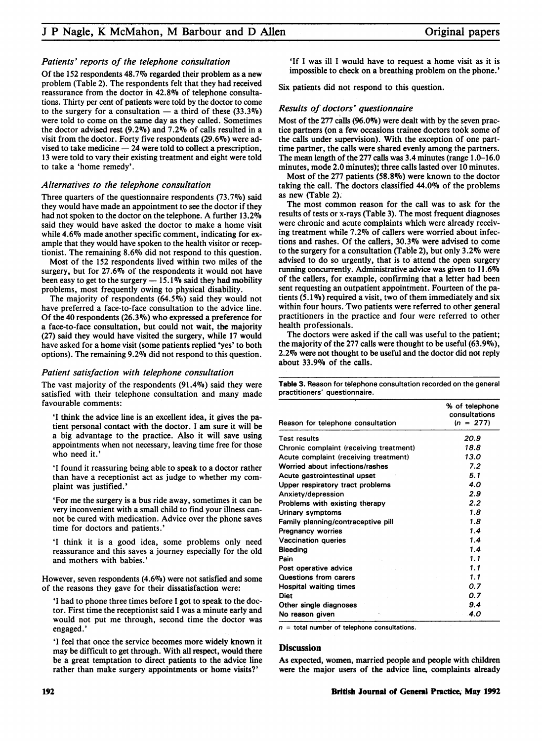### Patients' reports of the telephone consultation

Of the 152 respondents 48.7% regarded their problem as a new problem (Table 2). The respondents felt that they had received reassurance from the doctor in 42.8% of telephone consultations. Thirty per cent of patients were told by the doctor to come to the surgery for a consultation — a third of these (33.3%) were told to come on the same day as they called. Sometimes the doctor advised rest (9.2%) and 7.2% of calls resulted in a visit from the doctor. Forty five respondents (29.6%) were advised to take medicine — 24 were told to collect a prescription, 13 were told to vary their existing treatment and eight were told to take a 'home remedy'.

### Alternatives to the telephone consultation

Three quarters of the questionnaire respondents (73.7%) said they would have made an appointment to see the doctor if they had not spoken to the doctor on the telephone. A further 13.2% said they would have asked the doctor to make a home visit while 4.6% made another specific comment, indicating for example that they would have spoken to the health visitor or receptionist. The remaining 8.6% did not respond to this question.

Most of the 152 respondents lived within two miles of the surgery, but for 27.6% of the respondents it would not have been easy to get to the surgery — 15.1% said they had mobility problems, most frequently owing to physical disability.

The majority of respondents (64.5%) said they would not have preferred a face-to-face consultation to the advice line. Of the 40 respondents (26.3%) who expressed a preference for a face-to-face consultation, but could not wait, the majority (27) said they would have visited the surgery, while 17 would have asked for a home visit (some patients replied 'yes' to both options). The remaining 9.2% did not respond to this question.

### Patient satisfaction with telephone consultation

The vast majority of the respondents (91.4%) said they were satisfied with their telephone consultation and many made favourable comments:

> 'I think the advice line is an excellent idea, it gives the patient personal contact with the doctor. I am sure it will be a big advantage to the practice. Also it will save using appointments when not necessary, leaving time free for those who need it.'

> 'I found it reassuring being able to speak to a doctor rather than have a receptionist act as judge to whether my complaint was justified.'

> 'For me the surgery is a bus ride away, sometimes it can be very inconvenient with a small child to find your illness cannot be cured with medication. Advice over the phone saves time for doctors and patients.'

> 'I think it is a good idea, some problems only need reassurance and this saves a journey especially for the old and mothers with babies.'

However, seven respondents (4.6%) were not satisfied and some of the reasons they gave for their dissatisfaction were:

> 'I had to phone three times before I got to speak to the doctor. First time the receptionist said I was a minute early and would not put me through, second time the doctor was engaged.'

> 'I feel that once the service becomes more widely known it may be difficult to get through. With all respect, would there be a great temptation to direct patients to the advice line rather than make surgery appointments or home visits?'

> 'If I was ill I would have to request a home visit as it is impossible to check on a breathing problem on the phone.'

Six patients did not respond to this question.

### Results of doctors' questionnaire

Most of the 277 calls (96.0%) were dealt with by the seven practice partners (on a few occasions trainee doctors took some of the calls under supervision). With the exception of one part-time partner, the calls were shared evenly among the partners. The mean length of the 277 calls was 3.4 minutes (range 1.0–16.0 minutes, mode 2.0 minutes); three calls lasted over 10 minutes.

Most of the 277 patients (58.8%) were known to the doctor taking the call. The doctors classified 44.0% of the problems as new (Table 2).

The most common reason for the call was to ask for the results of tests or x-rays (Table 3). The most frequent diagnoses were chronic and acute complaints which were already receiving treatment while 7.2% of callers were worried about infections and rashes. Of the callers, 30.3% were advised to come to the surgery for a consultation (Table 2), but only 3.2% were advised to do so urgently, that is to attend the open surgery running concurrently. Administrative advice was given to 11.6% of the callers, for example, confirming that a letter had been sent requesting an outpatient appointment. Fourteen of the patients (5.1%) required a visit, two of them immediately and six within four hours. Two patients were referred to other general practitioners in the practice and four were referred to other health professionals.

The doctors were asked if the call was useful to the patient; the majority of the 277 calls were thought to be useful (63.9%), 2.2% were not thought to be useful and the doctor did not reply about 33.9% of the calls.

**Table 3.** Reason for telephone consultation recorded on the general practitioners' questionnaire.

| Reason for telephone consultation | % of telephone consultations ($n$ = 277) |
|---|---|
| Test results | 20.9 |
| Chronic complaint (receiving treatment) | 18.8 |
| Acute complaint (receiving treatment) | 13.0 |
| Worried about infections/rashes | 7.2 |
| Acute gastrointestinal upset | 5.1 |
| Upper respiratory tract problems | 4.0 |
| Anxiety/depression | 2.9 |
| Problems with existing therapy | 2.2 |
| Urinary symptoms | 1.8 |
| Family planning/contraceptive pill | 1.8 |
| Pregnancy worries | 1.4 |
| Vaccination queries | 1.4 |
| Bleeding | 1.4 |
| Pain | 1.1 |
| Post operative advice | 1.1 |
| Questions from carers | 1.1 |
| Hospital waiting times | 0.7 |
| Diet | 0.7 |
| Other single diagnoses | 9.4 |
| No reason given | 4.0 |

$n$ = total number of telephone consultations.

## Discussion

As expected, women, married people and people with children were the major users of the advice line, complaints already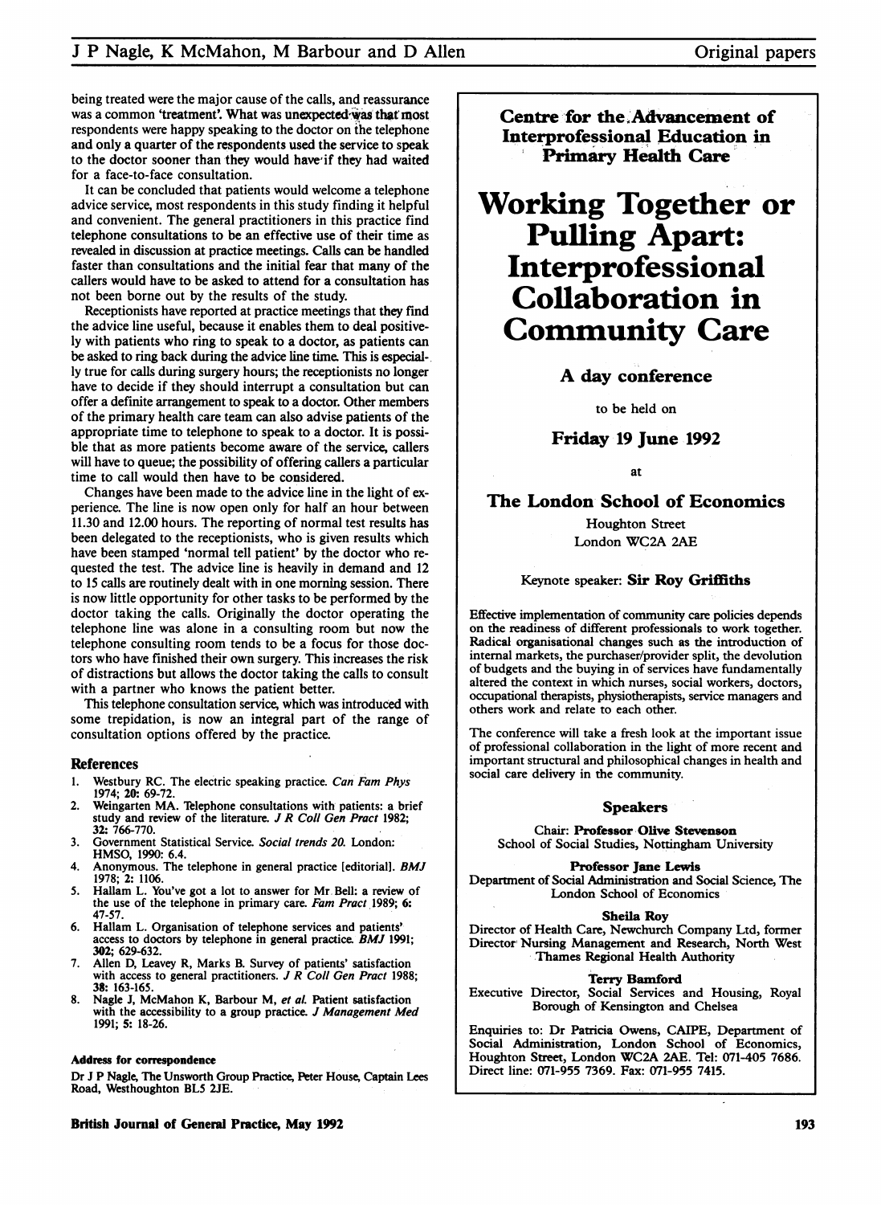being treated were the major cause of the calls, and reassurance was a common 'treatment'. What was unexpected was that most respondents were happy speaking to the doctor on the telephone and only a quarter of the respondents used the service to speak to the doctor sooner than they would have if they had waited for a face-to-face consultation.

It can be concluded that patients would welcome a telephone advice service, most respondents in this study finding it helpful and convenient. The general practitioners in this practice find telephone consultations to be an effective use of their time as revealed in discussion at practice meetings. Calls can be handled faster than consultations and the initial fear that many of the callers would have to be asked to attend for a consultation has not been borne out by the results of the study.

Receptionists have reported at practice meetings that they find the advice line useful, because it enables them to deal positively with patients who ring to speak to a doctor, as patients can be asked to ring back during the advice line time. This is especially true for calls during surgery hours; the receptionists no longer have to decide if they should interrupt a consultation but can offer a definite arrangement to speak to a doctor. Other members of the primary health care team can also advise patients of the appropriate time to telephone to speak to a doctor. It is possible that as more patients become aware of the service, callers will have to queue; the possibility of offering callers a particular time to call would then have to be considered.

Changes have been made to the advice line in the light of experience. The line is now open only for half an hour between 11.30 and 12.00 hours. The reporting of normal test results has been delegated to the receptionists, who is given results which have been stamped 'normal tell patient' by the doctor who requested the test. The advice line is heavily in demand and 12 to 15 calls are routinely dealt with in one morning session. There is now little opportunity for other tasks to be performed by the doctor taking the calls. Originally the doctor operating the telephone line was alone in a consulting room but now the telephone consulting room tends to be a focus for those doctors who have finished their own surgery. This increases the risk of distractions but allows the doctor taking the calls to consult with a partner who knows the patient better.

This telephone consultation service, which was introduced with some trepidation, is now an integral part of the range of consultation options offered by the practice.

## References

1. Westbury RC. The electric speaking practice. *Can Fam Phys* 1974; **20:** 69-72.
2. Weingarten MA. Telephone consultations with patients: a brief study and review of the literature. *J R Coll Gen Pract* 1982; **32:** 766-770.
3. Government Statistical Service. *Social trends 20.* London: HMSO, 1990: 6.4.
4. Anonymous. The telephone in general practice [editorial]. *BMJ* 1978; **2:** 1106.
5. Hallam L. You've got a lot to answer for Mr Bell: a review of the use of the telephone in primary care. *Fam Pract* 1989; **6:** 47-57.
6. Hallam L. Organisation of telephone services and patients' access to doctors by telephone in general practice. *BMJ* 1991; **302:** 629-632.
7. Allen D, Leavey R, Marks B. Survey of patients' satisfaction with access to general practitioners. *J R Coll Gen Pract* 1988; **38:** 163-165.
8. Nagle J, McMahon K, Barbour M, *et al.* Patient satisfaction with the accessibility to a group practice. *J Management Med* 1991; **5:** 18-26.

### Address for correspondence

Dr J P Nagle, The Unsworth Group Practice, Peter House, Captain Lees Road, Westhoughton BL5 2JE.

---

**Centre for the Advancement of Interprofessional Education in Primary Health Care**

# Working Together or Pulling Apart: Interprofessional Collaboration in Community Care

### A day conference

to be held on

### Friday 19 June 1992

at

### The London School of Economics

Houghton Street
London WC2A 2AE

Keynote speaker: **Sir Roy Griffiths**

Effective implementation of community care policies depends on the readiness of different professionals to work together. Radical organisational changes such as the introduction of internal markets, the purchaser/provider split, the devolution of budgets and the buying in of services have fundamentally altered the context in which nurses, social workers, doctors, occupational therapists, physiotherapists, service managers and others work and relate to each other.

The conference will take a fresh look at the important issue of professional collaboration in the light of more recent and important structural and philosophical changes in health and social care delivery in the community.

#### Speakers

Chair: **Professor Olive Stevenson**
School of Social Studies, Nottingham University

**Professor Jane Lewis**
Department of Social Administration and Social Science, The London School of Economics

**Sheila Roy**
Director of Health Care, Newchurch Company Ltd, former Director Nursing Management and Research, North West Thames Regional Health Authority

**Terry Bamford**
Executive Director, Social Services and Housing, Royal Borough of Kensington and Chelsea

Enquiries to: Dr Patricia Owens, CAIPE, Department of Social Administration, London School of Economics, Houghton Street, London WC2A 2AE. Tel: 071-405 7686. Direct line: 071-955 7369. Fax: 071-955 7415.